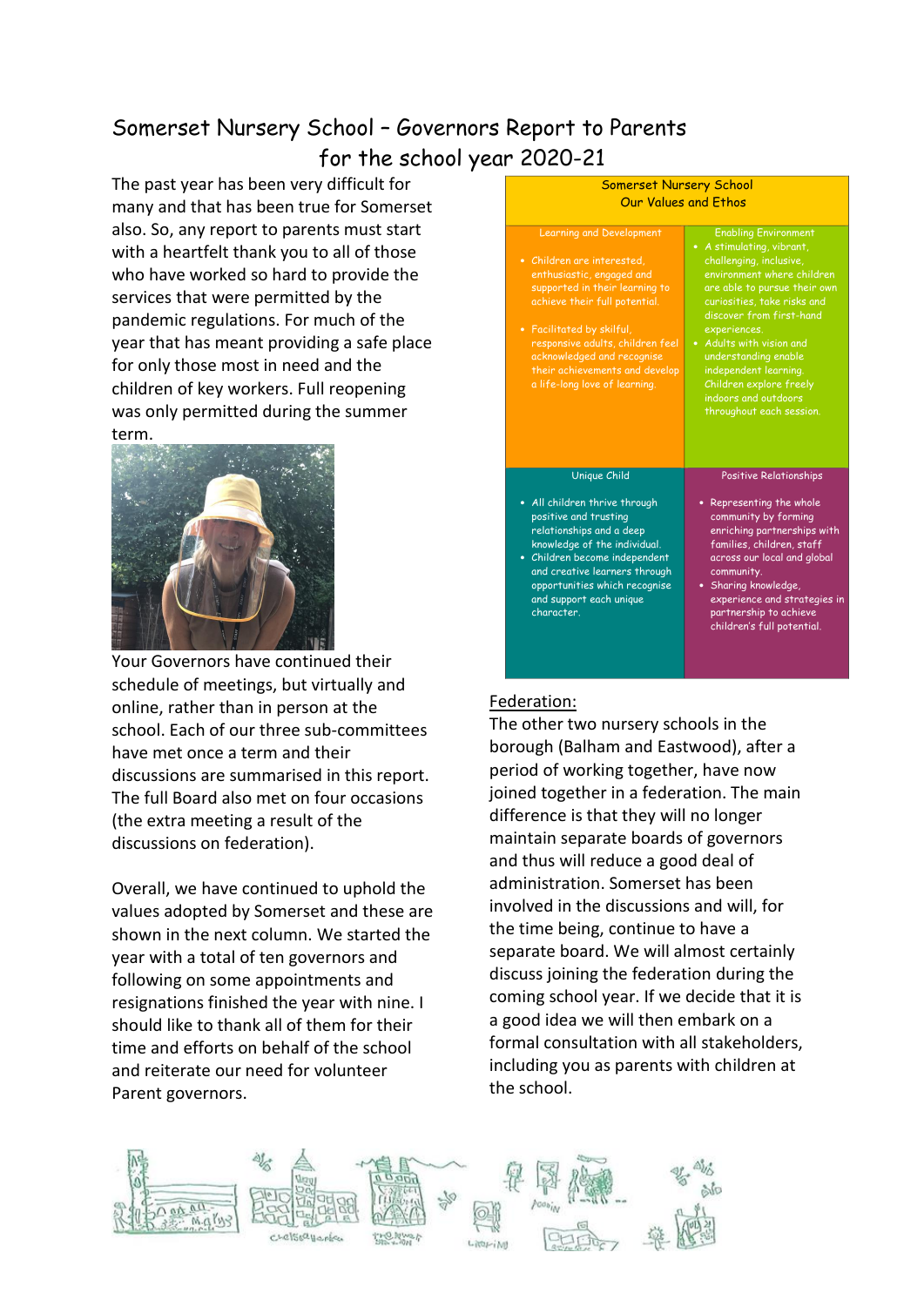# Somerset Nursery School – Governors Report to Parents for the school year 2020-21

The past year has been very difficult for many and that has been true for Somerset also. So, any report to parents must start with a heartfelt thank you to all of those who have worked so hard to provide the services that were permitted by the pandemic regulations. For much of the year that has meant providing a safe place for only those most in need and the children of key workers. Full reopening was only permitted during the summer term.

Your Governors have continued their schedule of meetings, but virtually and online, rather than in person at the school. Each of our three sub-committees have met once a term and their discussions are summarised in this report. The full Board also met on four occasions (the extra meeting a result of the discussions on federation).

Overall, we have continued to uphold the values adopted by Somerset and these are shown in the next column. We started the year with a total of ten governors and following on some appointments and resignations finished the year with nine. I should like to thank all of them for their time and efforts on behalf of the school and reiterate our need for volunteer Parent governors.

**Somerset Nursery School**
**Our Values and Ethos**

| Learning and Development | Enabling Environment |
|---|---|
| • Children are interested, enthusiastic, engaged and supported in their learning to achieve their full potential.<br>• Facilitated by skilful, responsive adults, children feel acknowledged and recognise their achievements and develop a life-long love of learning. | • A stimulating, vibrant, challenging, inclusive, environment where children are able to pursue their own curiosities, take risks and discover from first-hand experiences.<br>• Adults with vision and understanding enable independent learning. Children explore freely indoors and outdoors throughout each session. |
| **Unique Child** | **Positive Relationships** |
| • All children thrive through positive and trusting relationships and a deep knowledge of the individual.<br>• Children become independent and creative learners through opportunities which recognise and support each unique character. | • Representing the whole community by forming enriching partnerships with families, children, staff across our local and global community.<br>• Sharing knowledge, experience and strategies in partnership to achieve children's full potential. |

## Federation:

The other two nursery schools in the borough (Balham and Eastwood), after a period of working together, have now joined together in a federation. The main difference is that they will no longer maintain separate boards of governors and thus will reduce a good deal of administration. Somerset has been involved in the discussions and will, for the time being, continue to have a separate board. We will almost certainly discuss joining the federation during the coming school year. If we decide that it is a good idea we will then embark on a formal consultation with all stakeholders, including you as parents with children at the school.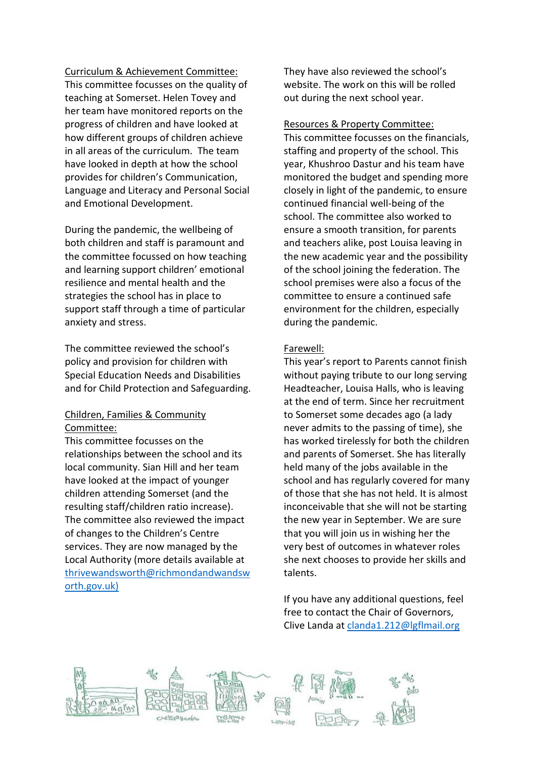Curriculum & Achievement Committee:
This committee focusses on the quality of teaching at Somerset. Helen Tovey and her team have monitored reports on the progress of children and have looked at how different groups of children achieve in all areas of the curriculum. The team have looked in depth at how the school provides for children's Communication, Language and Literacy and Personal Social and Emotional Development.

During the pandemic, the wellbeing of both children and staff is paramount and the committee focussed on how teaching and learning support children' emotional resilience and mental health and the strategies the school has in place to support staff through a time of particular anxiety and stress.

The committee reviewed the school's policy and provision for children with Special Education Needs and Disabilities and for Child Protection and Safeguarding.

Children, Families & Community Committee:
This committee focusses on the relationships between the school and its local community. Sian Hill and her team have looked at the impact of younger children attending Somerset (and the resulting staff/children ratio increase). The committee also reviewed the impact of changes to the Children's Centre services. They are now managed by the Local Authority (more details available at thrivewandsworth@richmondandwandsworth.gov.uk)

They have also reviewed the school's website. The work on this will be rolled out during the next school year.

Resources & Property Committee:
This committee focusses on the financials, staffing and property of the school. This year, Khushroo Dastur and his team have monitored the budget and spending more closely in light of the pandemic, to ensure continued financial well-being of the school. The committee also worked to ensure a smooth transition, for parents and teachers alike, post Louisa leaving in the new academic year and the possibility of the school joining the federation. The school premises were also a focus of the committee to ensure a continued safe environment for the children, especially during the pandemic.

Farewell:
This year's report to Parents cannot finish without paying tribute to our long serving Headteacher, Louisa Halls, who is leaving at the end of term. Since her recruitment to Somerset some decades ago (a lady never admits to the passing of time), she has worked tirelessly for both the children and parents of Somerset. She has literally held many of the jobs available in the school and has regularly covered for many of those that she has not held. It is almost inconceivable that she will not be starting the new year in September. We are sure that you will join us in wishing her the very best of outcomes in whatever roles she next chooses to provide her skills and talents.

If you have any additional questions, feel free to contact the Chair of Governors, Clive Landa at clanda1.212@lgflmail.org